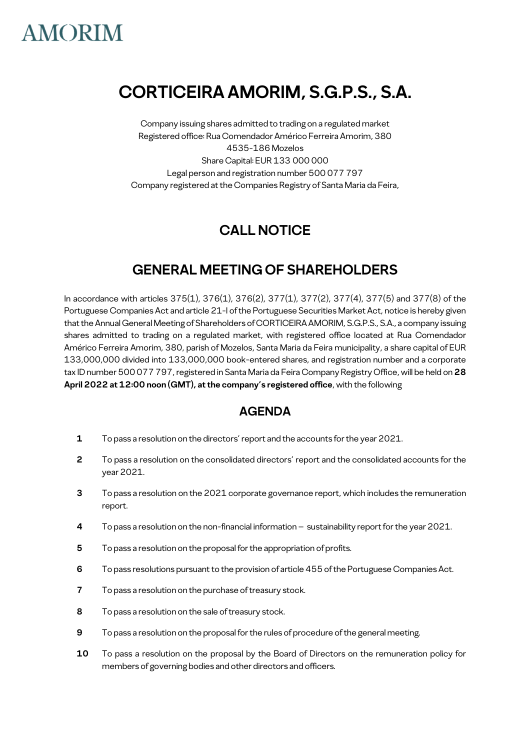AMORIM

# CORTICEIRA AMORIM, S.G.P.S., S.A.

Company issuing shares admitted to trading on a regulated market
Registered office: Rua Comendador Américo Ferreira Amorim, 380
4535-186 Mozelos
Share Capital: EUR 133 000 000
Legal person and registration number 500 077 797
Company registered at the Companies Registry of Santa Maria da Feira,

## CALL NOTICE

## GENERAL MEETING OF SHAREHOLDERS

In accordance with articles 375(1), 376(1), 376(2), 377(1), 377(2), 377(4), 377(5) and 377(8) of the Portuguese Companies Act and article 21-I of the Portuguese Securities Market Act, notice is hereby given that the Annual General Meeting of Shareholders of CORTICEIRA AMORIM, S.G.P.S., S.A., a company issuing shares admitted to trading on a regulated market, with registered office located at Rua Comendador Américo Ferreira Amorim, 380, parish of Mozelos, Santa Maria da Feira municipality, a share capital of EUR 133,000,000 divided into 133,000,000 book-entered shares, and registration number and a corporate tax ID number 500 077 797, registered in Santa Maria da Feira Company Registry Office, will be held on **28 April 2022 at 12:00 noon (GMT), at the company's registered office**, with the following

### AGENDA

1. To pass a resolution on the directors' report and the accounts for the year 2021.
2. To pass a resolution on the consolidated directors' report and the consolidated accounts for the year 2021.
3. To pass a resolution on the 2021 corporate governance report, which includes the remuneration report.
4. To pass a resolution on the non-financial information – sustainability report for the year 2021.
5. To pass a resolution on the proposal for the appropriation of profits.
6. To pass resolutions pursuant to the provision of article 455 of the Portuguese Companies Act.
7. To pass a resolution on the purchase of treasury stock.
8. To pass a resolution on the sale of treasury stock.
9. To pass a resolution on the proposal for the rules of procedure of the general meeting.
10. To pass a resolution on the proposal by the Board of Directors on the remuneration policy for members of governing bodies and other directors and officers.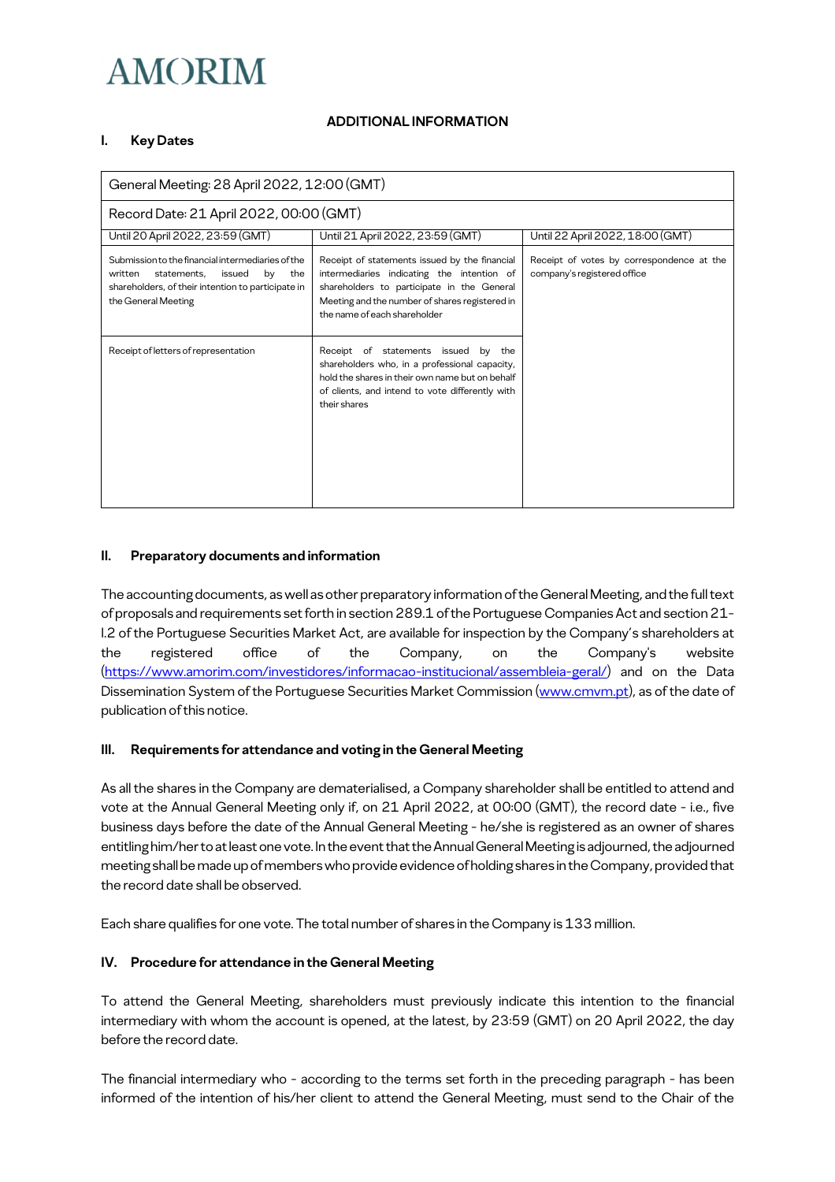AMORIM

**ADDITIONAL INFORMATION**

## I. Key Dates

| General Meeting: 28 April 2022, 12:00 (GMT) | | |
|---|---|---|
| Record Date: 21 April 2022, 00:00 (GMT) | | |
| Until 20 April 2022, 23:59 (GMT) | Until 21 April 2022, 23:59 (GMT) | Until 22 April 2022, 18:00 (GMT) |
| Submission to the financial intermediaries of the written statements, issued by the shareholders, of their intention to participate in the General Meeting | Receipt of statements issued by the financial intermediaries indicating the intention of shareholders to participate in the General Meeting and the number of shares registered in the name of each shareholder | Receipt of votes by correspondence at the company's registered office |
| Receipt of letters of representation | Receipt of statements issued by the shareholders who, in a professional capacity, hold the shares in their own name but on behalf of clients, and intend to vote differently with their shares | |

## II. Preparatory documents and information

The accounting documents, as well as other preparatory information of the General Meeting, and the full text of proposals and requirements set forth in section 289.1 of the Portuguese Companies Act and section 21-I.2 of the Portuguese Securities Market Act, are available for inspection by the Company's shareholders at the registered office of the Company, on the Company's website (https://www.amorim.com/investidores/informacao-institucional/assembleia-geral/) and on the Data Dissemination System of the Portuguese Securities Market Commission (www.cmvm.pt), as of the date of publication of this notice.

## III. Requirements for attendance and voting in the General Meeting

As all the shares in the Company are dematerialised, a Company shareholder shall be entitled to attend and vote at the Annual General Meeting only if, on 21 April 2022, at 00:00 (GMT), the record date - i.e., five business days before the date of the Annual General Meeting - he/she is registered as an owner of shares entitling him/her to at least one vote. In the event that the Annual General Meeting is adjourned, the adjourned meeting shall be made up of members who provide evidence of holding shares in the Company, provided that the record date shall be observed.

Each share qualifies for one vote. The total number of shares in the Company is 133 million.

## IV. Procedure for attendance in the General Meeting

To attend the General Meeting, shareholders must previously indicate this intention to the financial intermediary with whom the account is opened, at the latest, by 23:59 (GMT) on 20 April 2022, the day before the record date.

The financial intermediary who - according to the terms set forth in the preceding paragraph - has been informed of the intention of his/her client to attend the General Meeting, must send to the Chair of the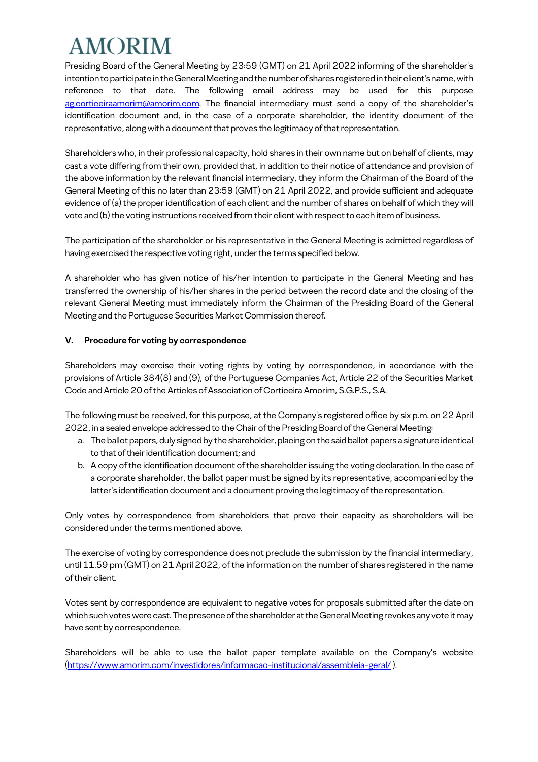Presiding Board of the General Meeting by 23:59 (GMT) on 21 April 2022 informing of the shareholder's intention to participate in the General Meeting and the number of shares registered in their client's name, with reference to that date. The following email address may be used for this purpose ag.corticeiraamorim@amorim.com. The financial intermediary must send a copy of the shareholder's identification document and, in the case of a corporate shareholder, the identity document of the representative, along with a document that proves the legitimacy of that representation.

Shareholders who, in their professional capacity, hold shares in their own name but on behalf of clients, may cast a vote differing from their own, provided that, in addition to their notice of attendance and provision of the above information by the relevant financial intermediary, they inform the Chairman of the Board of the General Meeting of this no later than 23:59 (GMT) on 21 April 2022, and provide sufficient and adequate evidence of (a) the proper identification of each client and the number of shares on behalf of which they will vote and (b) the voting instructions received from their client with respect to each item of business.

The participation of the shareholder or his representative in the General Meeting is admitted regardless of having exercised the respective voting right, under the terms specified below.

A shareholder who has given notice of his/her intention to participate in the General Meeting and has transferred the ownership of his/her shares in the period between the record date and the closing of the relevant General Meeting must immediately inform the Chairman of the Presiding Board of the General Meeting and the Portuguese Securities Market Commission thereof.

## V. Procedure for voting by correspondence

Shareholders may exercise their voting rights by voting by correspondence, in accordance with the provisions of Article 384(8) and (9), of the Portuguese Companies Act, Article 22 of the Securities Market Code and Article 20 of the Articles of Association of Corticeira Amorim, S.G.P.S., S.A.

The following must be received, for this purpose, at the Company's registered office by six p.m. on 22 April 2022, in a sealed envelope addressed to the Chair of the Presiding Board of the General Meeting:

a. The ballot papers, duly signed by the shareholder, placing on the said ballot papers a signature identical to that of their identification document; and
b. A copy of the identification document of the shareholder issuing the voting declaration. In the case of a corporate shareholder, the ballot paper must be signed by its representative, accompanied by the latter's identification document and a document proving the legitimacy of the representation.

Only votes by correspondence from shareholders that prove their capacity as shareholders will be considered under the terms mentioned above.

The exercise of voting by correspondence does not preclude the submission by the financial intermediary, until 11.59 pm (GMT) on 21 April 2022, of the information on the number of shares registered in the name of their client.

Votes sent by correspondence are equivalent to negative votes for proposals submitted after the date on which such votes were cast. The presence of the shareholder at the General Meeting revokes any vote it may have sent by correspondence.

Shareholders will be able to use the ballot paper template available on the Company's website (https://www.amorim.com/investidores/informacao-institucional/assembleia-geral/ ).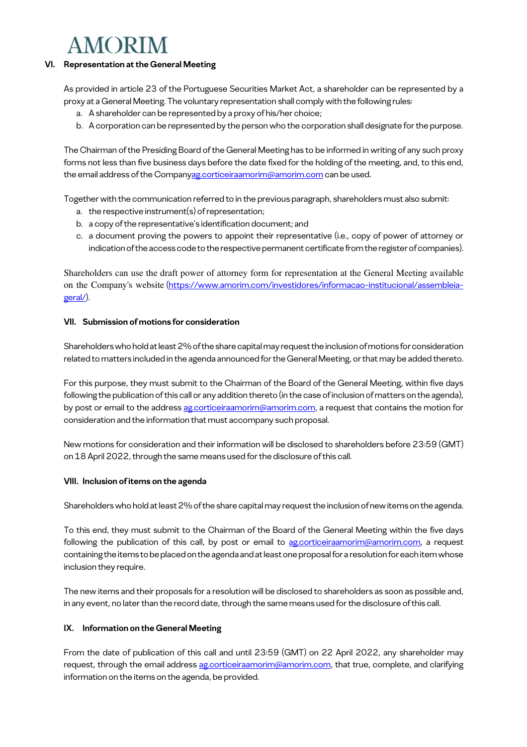## VI. Representation at the General Meeting

As provided in article 23 of the Portuguese Securities Market Act, a shareholder can be represented by a proxy at a General Meeting. The voluntary representation shall comply with the following rules:

a. A shareholder can be represented by a proxy of his/her choice;
b. A corporation can be represented by the person who the corporation shall designate for the purpose.

The Chairman of the Presiding Board of the General Meeting has to be informed in writing of any such proxy forms not less than five business days before the date fixed for the holding of the meeting, and, to this end, the email address of the Companyag.corticeiraamorim@amorim.com can be used.

Together with the communication referred to in the previous paragraph, shareholders must also submit:

a. the respective instrument(s) of representation;
b. a copy of the representative's identification document; and
c. a document proving the powers to appoint their representative (i.e., copy of power of attorney or indication of the access code to the respective permanent certificate from the register of companies).

Shareholders can use the draft power of attorney form for representation at the General Meeting available on the Company's website (https://www.amorim.com/investidores/informacao-institucional/assembleia-geral/).

## VII. Submission of motions for consideration

Shareholders who hold at least 2% of the share capital may request the inclusion of motions for consideration related to matters included in the agenda announced for the General Meeting, or that may be added thereto.

For this purpose, they must submit to the Chairman of the Board of the General Meeting, within five days following the publication of this call or any addition thereto (in the case of inclusion of matters on the agenda), by post or email to the address ag.corticeiraamorim@amorim.com, a request that contains the motion for consideration and the information that must accompany such proposal.

New motions for consideration and their information will be disclosed to shareholders before 23:59 (GMT) on 18 April 2022, through the same means used for the disclosure of this call.

## VIII. Inclusion of items on the agenda

Shareholders who hold at least 2% of the share capital may request the inclusion of new items on the agenda.

To this end, they must submit to the Chairman of the Board of the General Meeting within the five days following the publication of this call, by post or email to ag.corticeiraamorim@amorim.com, a request containing the items to be placed on the agenda and at least one proposal for a resolution for each item whose inclusion they require.

The new items and their proposals for a resolution will be disclosed to shareholders as soon as possible and, in any event, no later than the record date, through the same means used for the disclosure of this call.

## IX. Information on the General Meeting

From the date of publication of this call and until 23:59 (GMT) on 22 April 2022, any shareholder may request, through the email address ag.corticeiraamorim@amorim.com, that true, complete, and clarifying information on the items on the agenda, be provided.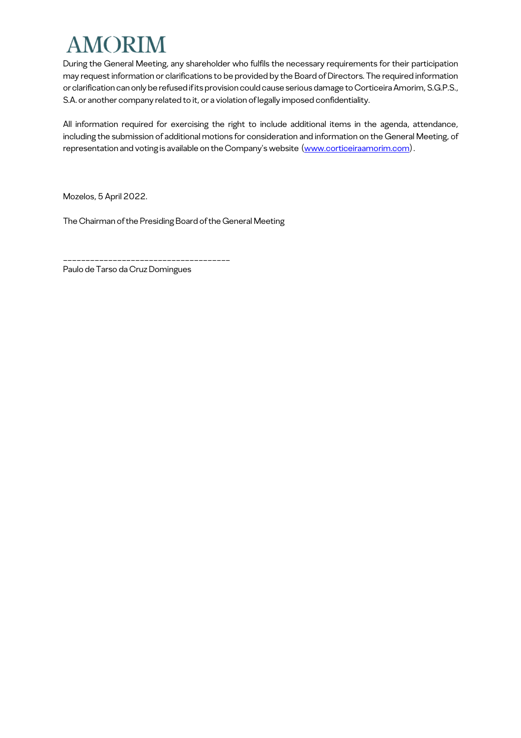During the General Meeting, any shareholder who fulfils the necessary requirements for their participation may request information or clarifications to be provided by the Board of Directors. The required information or clarification can only be refused if its provision could cause serious damage to Corticeira Amorim, S.G.P.S., S.A. or another company related to it, or a violation of legally imposed confidentiality.

All information required for exercising the right to include additional items in the agenda, attendance, including the submission of additional motions for consideration and information on the General Meeting, of representation and voting is available on the Company's website (www.corticeiraamorim.com).

Mozelos, 5 April 2022.

The Chairman of the Presiding Board of the General Meeting

\_\_\_\_\_\_\_\_\_\_\_\_\_\_\_\_\_\_\_\_\_\_\_\_\_\_\_\_\_\_\_\_\_\_\_

Paulo de Tarso da Cruz Domingues